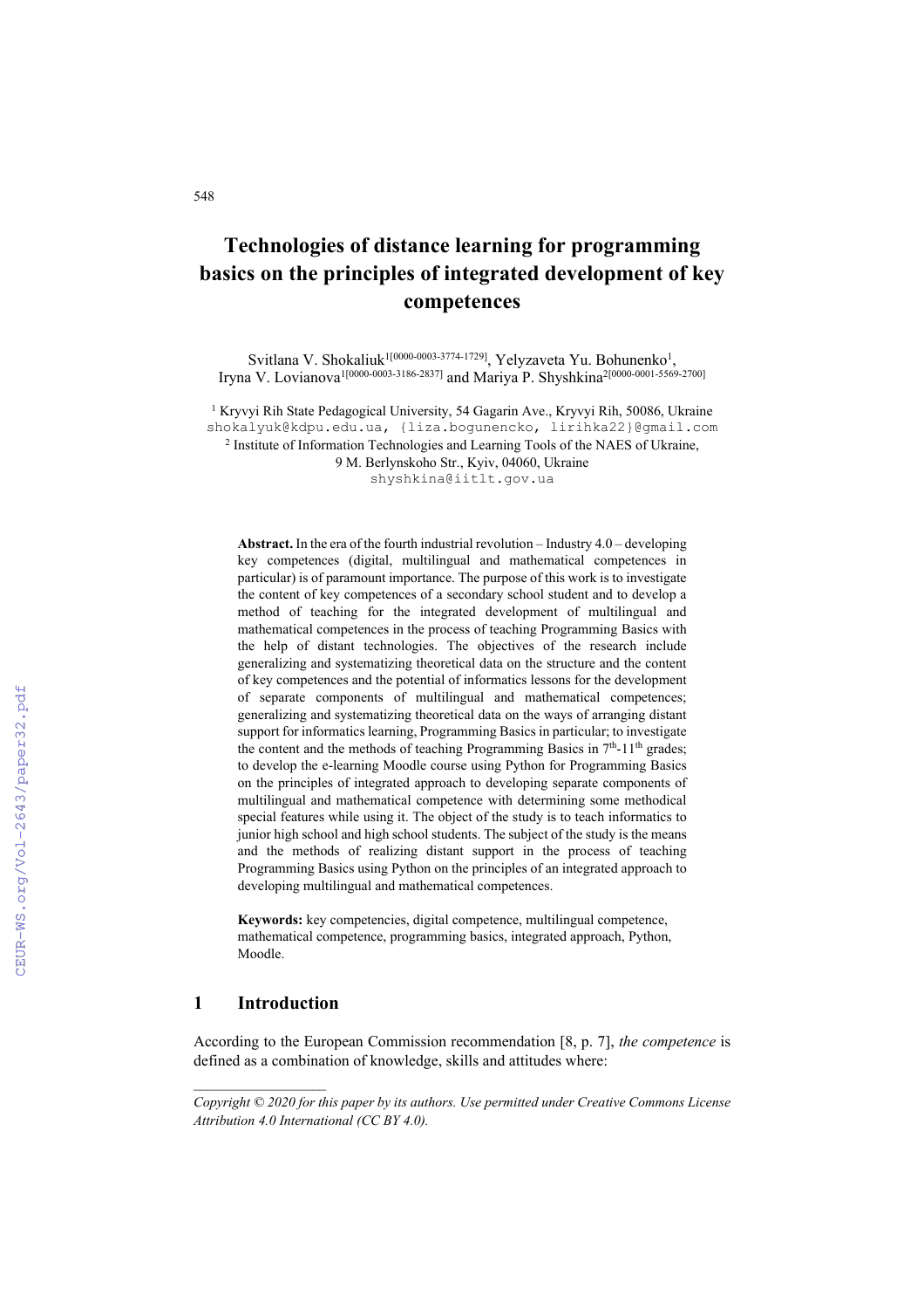# Technologies of distance learning for programming basics on the principles of integrated development of key competences

Svitlana V. Shokaliuk[1[0000-0003-3774-1729]], Yelyzaveta Yu. Bohunenko[1], Iryna V. Lovianova[1[0000-0003-3186-2837]] and Mariya P. Shyshkina[2[0000-0001-5569-2700]]

[1] Kryvyi Rih State Pedagogical University, 54 Gagarin Ave., Kryvyi Rih, 50086, Ukraine
shokalyuk@kdpu.edu.ua, {liza.bogunencko, lirihka22}@gmail.com
[2] Institute of Information Technologies and Learning Tools of the NAES of Ukraine, 9 M. Berlynskoho Str., Kyiv, 04060, Ukraine
shyshkina@iitlt.gov.ua

**Abstract.** In the era of the fourth industrial revolution – Industry 4.0 – developing key competences (digital, multilingual and mathematical competences in particular) is of paramount importance. The purpose of this work is to investigate the content of key competences of a secondary school student and to develop a method of teaching for the integrated development of multilingual and mathematical competences in the process of teaching Programming Basics with the help of distant technologies. The objectives of the research include generalizing and systematizing theoretical data on the structure and the content of key competences and the potential of informatics lessons for the development of separate components of multilingual and mathematical competences; generalizing and systematizing theoretical data on the ways of arranging distant support for informatics learning, Programming Basics in particular; to investigate the content and the methods of teaching Programming Basics in 7[th]-11[th] grades; to develop the e-learning Moodle course using Python for Programming Basics on the principles of integrated approach to developing separate components of multilingual and mathematical competence with determining some methodical special features while using it. The object of the study is to teach informatics to junior high school and high school students. The subject of the study is the means and the methods of realizing distant support in the process of teaching Programming Basics using Python on the principles of an integrated approach to developing multilingual and mathematical competences.

**Keywords:** key competencies, digital competence, multilingual competence, mathematical competence, programming basics, integrated approach, Python, Moodle.

## 1 Introduction

According to the European Commission recommendation [8, p. 7], *the competence* is defined as a combination of knowledge, skills and attitudes where:

*Copyright © 2020 for this paper by its authors. Use permitted under Creative Commons License Attribution 4.0 International (CC BY 4.0).*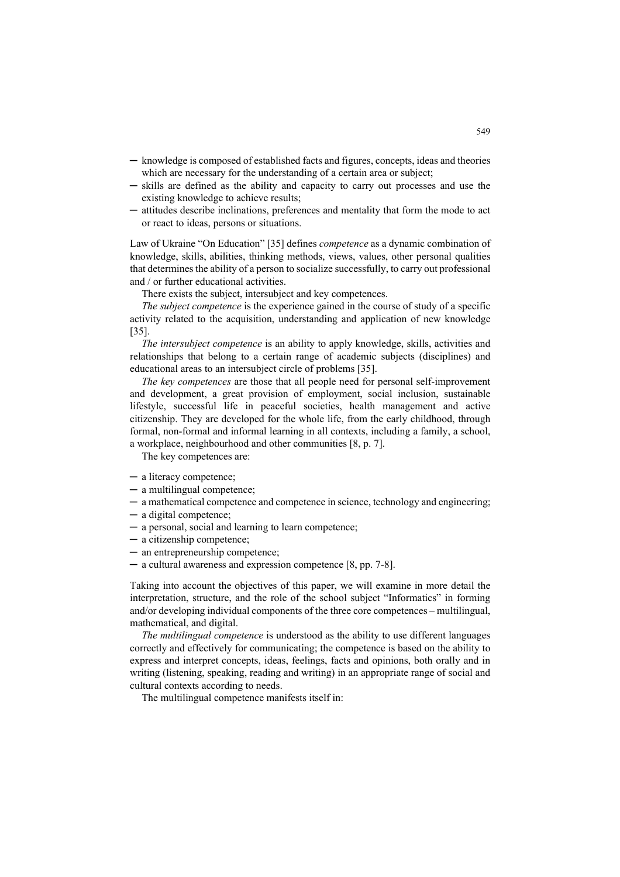- knowledge is composed of established facts and figures, concepts, ideas and theories which are necessary for the understanding of a certain area or subject;
- skills are defined as the ability and capacity to carry out processes and use the existing knowledge to achieve results;
- attitudes describe inclinations, preferences and mentality that form the mode to act or react to ideas, persons or situations.

Law of Ukraine "On Education" [35] defines *competence* as a dynamic combination of knowledge, skills, abilities, thinking methods, views, values, other personal qualities that determines the ability of a person to socialize successfully, to carry out professional and / or further educational activities.

There exists the subject, intersubject and key competences.

*The subject competence* is the experience gained in the course of study of a specific activity related to the acquisition, understanding and application of new knowledge [35].

*The intersubject competence* is an ability to apply knowledge, skills, activities and relationships that belong to a certain range of academic subjects (disciplines) and educational areas to an intersubject circle of problems [35].

*The key competences* are those that all people need for personal self-improvement and development, a great provision of employment, social inclusion, sustainable lifestyle, successful life in peaceful societies, health management and active citizenship. They are developed for the whole life, from the early childhood, through formal, non-formal and informal learning in all contexts, including a family, a school, a workplace, neighbourhood and other communities [8, p. 7].

The key competences are:

- a literacy competence;
- a multilingual competence;
- a mathematical competence and competence in science, technology and engineering;
- a digital competence;
- a personal, social and learning to learn competence;
- a citizenship competence;
- an entrepreneurship competence;
- a cultural awareness and expression competence [8, pp. 7-8].

Taking into account the objectives of this paper, we will examine in more detail the interpretation, structure, and the role of the school subject "Informatics" in forming and/or developing individual components of the three core competences – multilingual, mathematical, and digital.

*The multilingual competence* is understood as the ability to use different languages correctly and effectively for communicating; the competence is based on the ability to express and interpret concepts, ideas, feelings, facts and opinions, both orally and in writing (listening, speaking, reading and writing) in an appropriate range of social and cultural contexts according to needs.

The multilingual competence manifests itself in: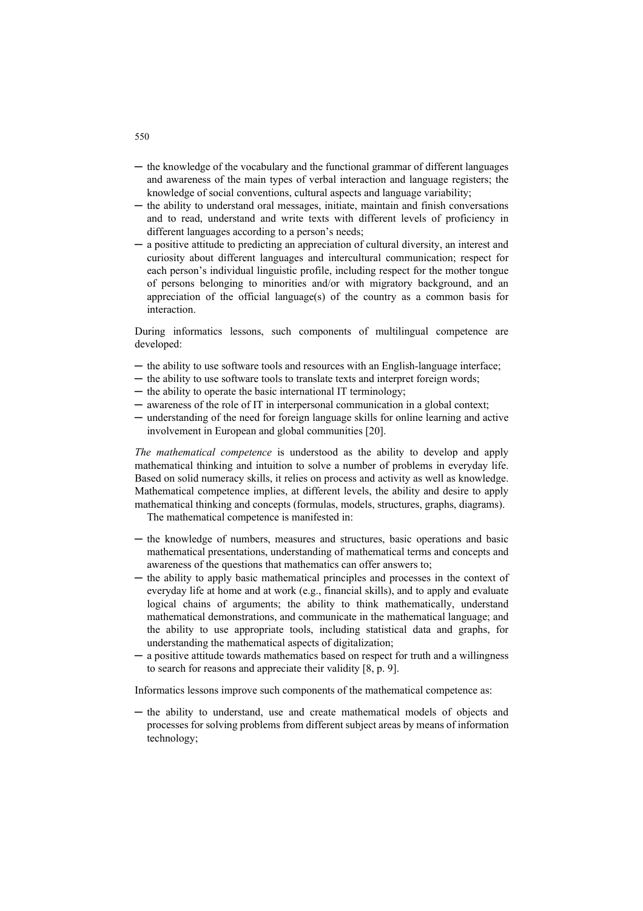- the knowledge of the vocabulary and the functional grammar of different languages and awareness of the main types of verbal interaction and language registers; the knowledge of social conventions, cultural aspects and language variability;
- the ability to understand oral messages, initiate, maintain and finish conversations and to read, understand and write texts with different levels of proficiency in different languages according to a person's needs;
- a positive attitude to predicting an appreciation of cultural diversity, an interest and curiosity about different languages and intercultural communication; respect for each person's individual linguistic profile, including respect for the mother tongue of persons belonging to minorities and/or with migratory background, and an appreciation of the official language(s) of the country as a common basis for interaction.

During informatics lessons, such components of multilingual competence are developed:

- the ability to use software tools and resources with an English-language interface;
- the ability to use software tools to translate texts and interpret foreign words;
- the ability to operate the basic international IT terminology;
- awareness of the role of IT in interpersonal communication in a global context;
- understanding of the need for foreign language skills for online learning and active involvement in European and global communities [20].

*The mathematical competence* is understood as the ability to develop and apply mathematical thinking and intuition to solve a number of problems in everyday life. Based on solid numeracy skills, it relies on process and activity as well as knowledge. Mathematical competence implies, at different levels, the ability and desire to apply mathematical thinking and concepts (formulas, models, structures, graphs, diagrams).

The mathematical competence is manifested in:

- the knowledge of numbers, measures and structures, basic operations and basic mathematical presentations, understanding of mathematical terms and concepts and awareness of the questions that mathematics can offer answers to;
- the ability to apply basic mathematical principles and processes in the context of everyday life at home and at work (e.g., financial skills), and to apply and evaluate logical chains of arguments; the ability to think mathematically, understand mathematical demonstrations, and communicate in the mathematical language; and the ability to use appropriate tools, including statistical data and graphs, for understanding the mathematical aspects of digitalization;
- a positive attitude towards mathematics based on respect for truth and a willingness to search for reasons and appreciate their validity [8, p. 9].

Informatics lessons improve such components of the mathematical competence as:

- the ability to understand, use and create mathematical models of objects and processes for solving problems from different subject areas by means of information technology;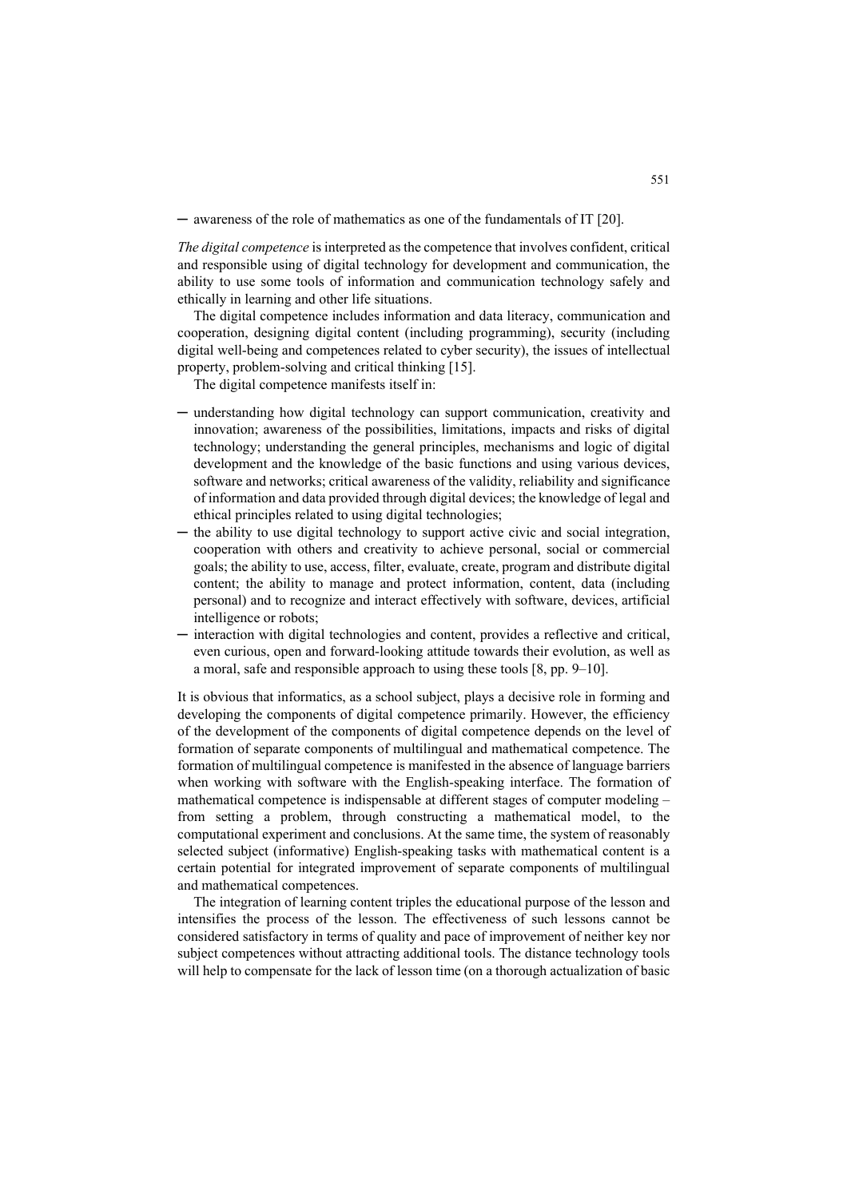– awareness of the role of mathematics as one of the fundamentals of IT [20].

*The digital competence* is interpreted as the competence that involves confident, critical and responsible using of digital technology for development and communication, the ability to use some tools of information and communication technology safely and ethically in learning and other life situations.

The digital competence includes information and data literacy, communication and cooperation, designing digital content (including programming), security (including digital well-being and competences related to cyber security), the issues of intellectual property, problem-solving and critical thinking [15].

The digital competence manifests itself in:

– understanding how digital technology can support communication, creativity and innovation; awareness of the possibilities, limitations, impacts and risks of digital technology; understanding the general principles, mechanisms and logic of digital development and the knowledge of the basic functions and using various devices, software and networks; critical awareness of the validity, reliability and significance of information and data provided through digital devices; the knowledge of legal and ethical principles related to using digital technologies;
– the ability to use digital technology to support active civic and social integration, cooperation with others and creativity to achieve personal, social or commercial goals; the ability to use, access, filter, evaluate, create, program and distribute digital content; the ability to manage and protect information, content, data (including personal) and to recognize and interact effectively with software, devices, artificial intelligence or robots;
– interaction with digital technologies and content, provides a reflective and critical, even curious, open and forward-looking attitude towards their evolution, as well as a moral, safe and responsible approach to using these tools [8, pp. 9–10].

It is obvious that informatics, as a school subject, plays a decisive role in forming and developing the components of digital competence primarily. However, the efficiency of the development of the components of digital competence depends on the level of formation of separate components of multilingual and mathematical competence. The formation of multilingual competence is manifested in the absence of language barriers when working with software with the English-speaking interface. The formation of mathematical competence is indispensable at different stages of computer modeling – from setting a problem, through constructing a mathematical model, to the computational experiment and conclusions. At the same time, the system of reasonably selected subject (informative) English-speaking tasks with mathematical content is a certain potential for integrated improvement of separate components of multilingual and mathematical competences.

The integration of learning content triples the educational purpose of the lesson and intensifies the process of the lesson. The effectiveness of such lessons cannot be considered satisfactory in terms of quality and pace of improvement of neither key nor subject competences without attracting additional tools. The distance technology tools will help to compensate for the lack of lesson time (on a thorough actualization of basic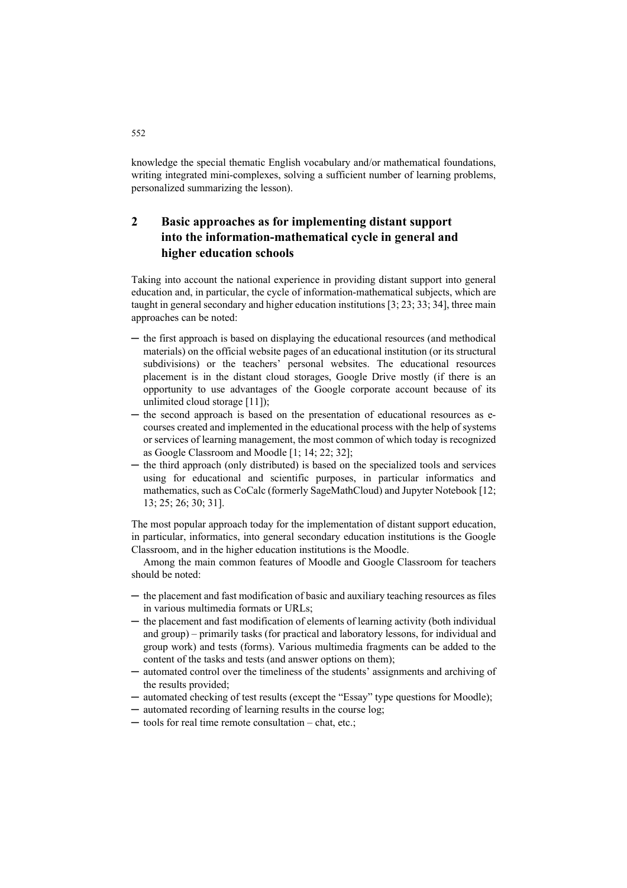knowledge the special thematic English vocabulary and/or mathematical foundations, writing integrated mini-complexes, solving a sufficient number of learning problems, personalized summarizing the lesson).

## 2 Basic approaches as for implementing distant support into the information-mathematical cycle in general and higher education schools

Taking into account the national experience in providing distant support into general education and, in particular, the cycle of information-mathematical subjects, which are taught in general secondary and higher education institutions [3; 23; 33; 34], three main approaches can be noted:

- the first approach is based on displaying the educational resources (and methodical materials) on the official website pages of an educational institution (or its structural subdivisions) or the teachers' personal websites. The educational resources placement is in the distant cloud storages, Google Drive mostly (if there is an opportunity to use advantages of the Google corporate account because of its unlimited cloud storage [11]);
- the second approach is based on the presentation of educational resources as e-courses created and implemented in the educational process with the help of systems or services of learning management, the most common of which today is recognized as Google Classroom and Moodle [1; 14; 22; 32];
- the third approach (only distributed) is based on the specialized tools and services using for educational and scientific purposes, in particular informatics and mathematics, such as CoCalc (formerly SageMathCloud) and Jupyter Notebook [12; 13; 25; 26; 30; 31].

The most popular approach today for the implementation of distant support education, in particular, informatics, into general secondary education institutions is the Google Classroom, and in the higher education institutions is the Moodle.

Among the main common features of Moodle and Google Classroom for teachers should be noted:

- the placement and fast modification of basic and auxiliary teaching resources as files in various multimedia formats or URLs;
- the placement and fast modification of elements of learning activity (both individual and group) – primarily tasks (for practical and laboratory lessons, for individual and group work) and tests (forms). Various multimedia fragments can be added to the content of the tasks and tests (and answer options on them);
- automated control over the timeliness of the students' assignments and archiving of the results provided;
- automated checking of test results (except the "Essay" type questions for Moodle);
- automated recording of learning results in the course log;
- tools for real time remote consultation – chat, etc.;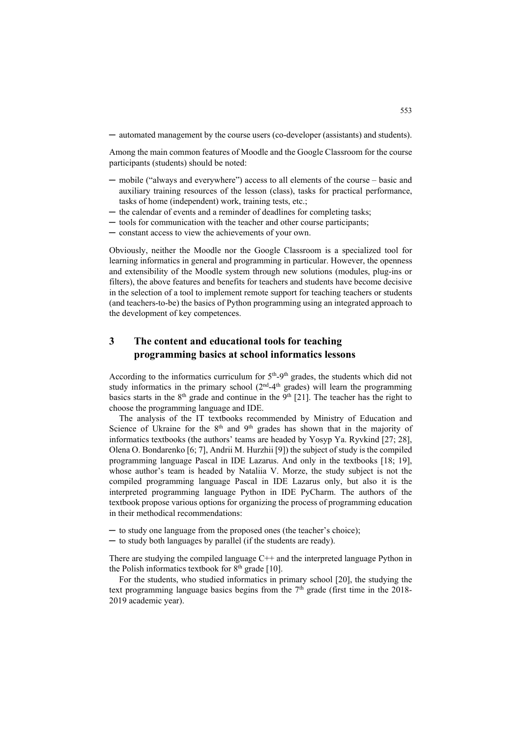- automated management by the course users (co-developer (assistants) and students).

Among the main common features of Moodle and the Google Classroom for the course participants (students) should be noted:

- mobile ("always and everywhere") access to all elements of the course – basic and auxiliary training resources of the lesson (class), tasks for practical performance, tasks of home (independent) work, training tests, etc.;
- the calendar of events and a reminder of deadlines for completing tasks;
- tools for communication with the teacher and other course participants;
- constant access to view the achievements of your own.

Obviously, neither the Moodle nor the Google Classroom is a specialized tool for learning informatics in general and programming in particular. However, the openness and extensibility of the Moodle system through new solutions (modules, plug-ins or filters), the above features and benefits for teachers and students have become decisive in the selection of a tool to implement remote support for teaching teachers or students (and teachers-to-be) the basics of Python programming using an integrated approach to the development of key competences.

## 3 The content and educational tools for teaching programming basics at school informatics lessons

According to the informatics curriculum for $5^{th}$-$9^{th}$ grades, the students which did not study informatics in the primary school ($2^{nd}$-$4^{th}$ grades) will learn the programming basics starts in the $8^{th}$ grade and continue in the $9^{th}$ [21]. The teacher has the right to choose the programming language and IDE.

The analysis of the IT textbooks recommended by Ministry of Education and Science of Ukraine for the $8^{th}$ and $9^{th}$ grades has shown that in the majority of informatics textbooks (the authors' teams are headed by Yosyp Ya. Ryvkind [27; 28], Olena O. Bondarenko [6; 7], Andrii M. Hurzhii [9]) the subject of study is the compiled programming language Pascal in IDE Lazarus. And only in the textbooks [18; 19], whose author's team is headed by Nataliia V. Morze, the study subject is not the compiled programming language Pascal in IDE Lazarus only, but also it is the interpreted programming language Python in IDE PyCharm. The authors of the textbook propose various options for organizing the process of programming education in their methodical recommendations:

- to study one language from the proposed ones (the teacher's choice);
- to study both languages by parallel (if the students are ready).

There are studying the compiled language C++ and the interpreted language Python in the Polish informatics textbook for $8^{th}$ grade [10].

For the students, who studied informatics in primary school [20], the studying the text programming language basics begins from the $7^{th}$ grade (first time in the 2018-2019 academic year).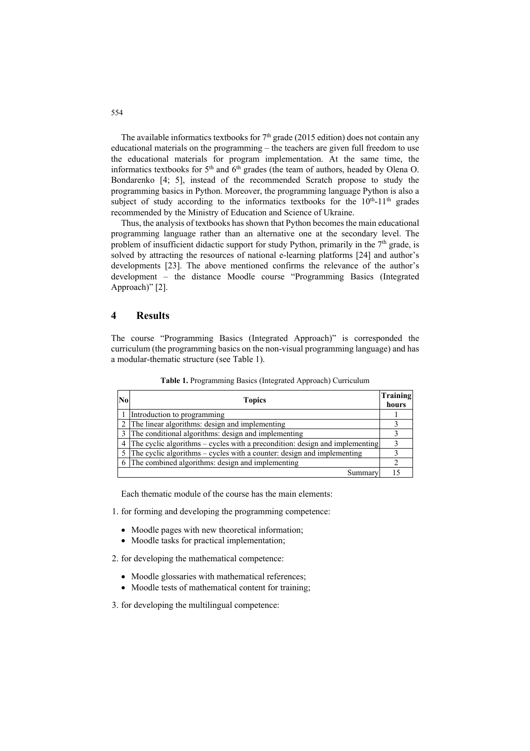The available informatics textbooks for 7th grade (2015 edition) does not contain any educational materials on the programming – the teachers are given full freedom to use the educational materials for program implementation. At the same time, the informatics textbooks for 5th and 6th grades (the team of authors, headed by Olena O. Bondarenko [4; 5], instead of the recommended Scratch propose to study the programming basics in Python. Moreover, the programming language Python is also a subject of study according to the informatics textbooks for the 10th-11th grades recommended by the Ministry of Education and Science of Ukraine.

Thus, the analysis of textbooks has shown that Python becomes the main educational programming language rather than an alternative one at the secondary level. The problem of insufficient didactic support for study Python, primarily in the 7th grade, is solved by attracting the resources of national e-learning platforms [24] and author's developments [23]. The above mentioned confirms the relevance of the author's development – the distance Moodle course "Programming Basics (Integrated Approach)" [2].

## 4 Results

The course "Programming Basics (Integrated Approach)" is corresponded the curriculum (the programming basics on the non-visual programming language) and has a modular-thematic structure (see Table 1).

**Table 1.** Programming Basics (Integrated Approach) Curriculum

| No | Topics | Training hours |
|---|---|---|
| 1 | Introduction to programming | 1 |
| 2 | The linear algorithms: design and implementing | 3 |
| 3 | The conditional algorithms: design and implementing | 3 |
| 4 | The cyclic algorithms – cycles with a precondition: design and implementing | 3 |
| 5 | The cyclic algorithms – cycles with a counter: design and implementing | 3 |
| 6 | The combined algorithms: design and implementing | 2 |
| | Summary | 15 |

Each thematic module of the course has the main elements:

1. for forming and developing the programming competence:
   - Moodle pages with new theoretical information;
   - Moodle tasks for practical implementation;
2. for developing the mathematical competence:
   - Moodle glossaries with mathematical references;
   - Moodle tests of mathematical content for training;
3. for developing the multilingual competence: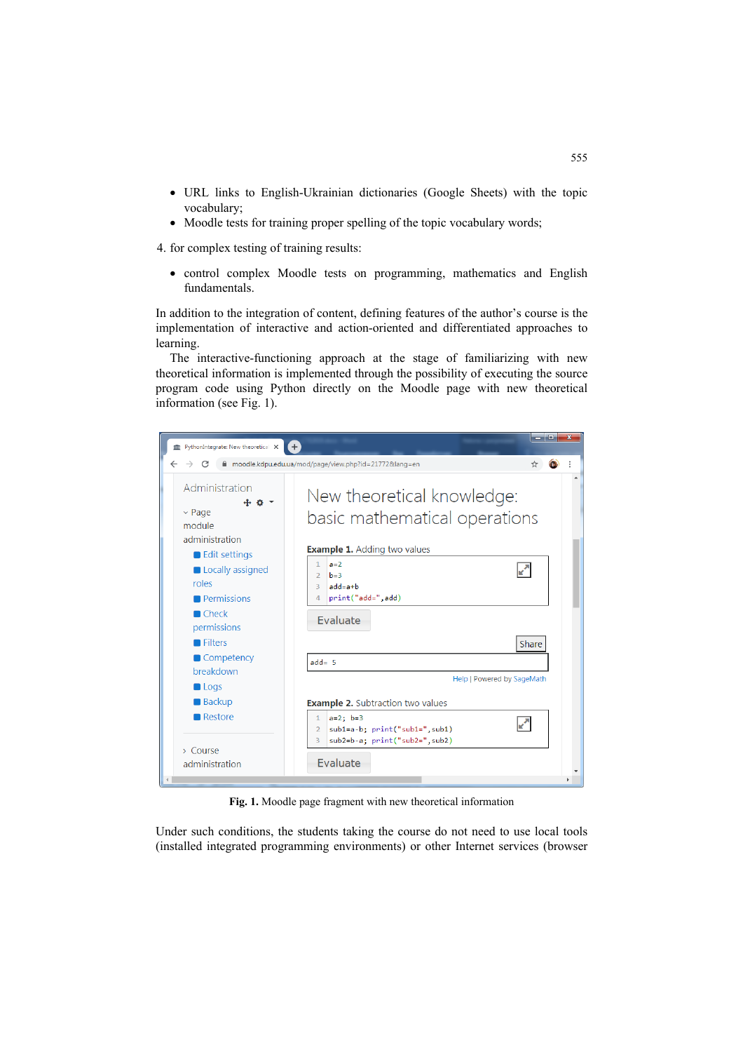- URL links to English-Ukrainian dictionaries (Google Sheets) with the topic vocabulary;
- Moodle tests for training proper spelling of the topic vocabulary words;

4. for complex testing of training results:

- control complex Moodle tests on programming, mathematics and English fundamentals.

In addition to the integration of content, defining features of the author's course is the implementation of interactive and action-oriented and differentiated approaches to learning.

The interactive-functioning approach at the stage of familiarizing with new theoretical information is implemented through the possibility of executing the source program code using Python directly on the Moodle page with new theoretical information (see Fig. 1).

**Fig. 1.** Moodle page fragment with new theoretical information

Under such conditions, the students taking the course do not need to use local tools (installed integrated programming environments) or other Internet services (browser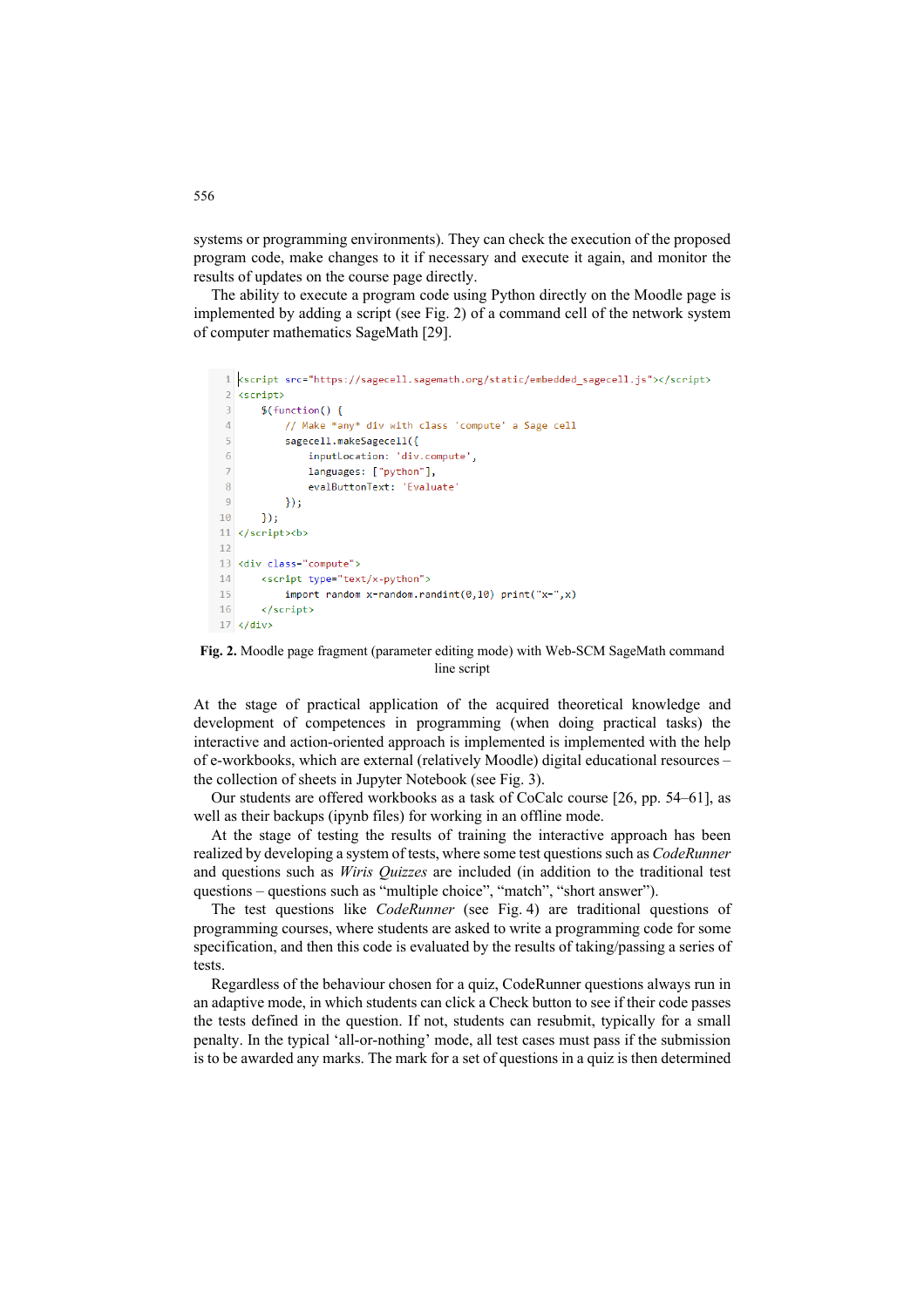systems or programming environments). They can check the execution of the proposed program code, make changes to it if necessary and execute it again, and monitor the results of updates on the course page directly.

The ability to execute a program code using Python directly on the Moodle page is implemented by adding a script (see Fig. 2) of a command cell of the network system of computer mathematics SageMath [29].

```
<script src="https://sagecell.sagemath.org/static/embedded_sagecell.js"></script>
<script>
    $(function() {
        // Make *any* div with class 'compute' a Sage cell
        sagecell.makeSagecell({
            inputLocation: 'div.compute',
            languages: ["python"],
            evalButtonText: 'Evaluate'
        });
    });
</script><b>

<div class="compute">
    <script type="text/x-python">
        import random x=random.randint(0,10) print("x=",x)
    </script>
</div>
```

**Fig. 2.** Moodle page fragment (parameter editing mode) with Web-SCM SageMath command line script

At the stage of practical application of the acquired theoretical knowledge and development of competences in programming (when doing practical tasks) the interactive and action-oriented approach is implemented is implemented with the help of e-workbooks, which are external (relatively Moodle) digital educational resources – the collection of sheets in Jupyter Notebook (see Fig. 3).

Our students are offered workbooks as a task of CoCalc course [26, pp. 54–61], as well as their backups (ipynb files) for working in an offline mode.

At the stage of testing the results of training the interactive approach has been realized by developing a system of tests, where some test questions such as *CodeRunner* and questions such as *Wiris Quizzes* are included (in addition to the traditional test questions – questions such as "multiple choice", "match", "short answer").

The test questions like *CodeRunner* (see Fig. 4) are traditional questions of programming courses, where students are asked to write a programming code for some specification, and then this code is evaluated by the results of taking/passing a series of tests.

Regardless of the behaviour chosen for a quiz, CodeRunner questions always run in an adaptive mode, in which students can click a Check button to see if their code passes the tests defined in the question. If not, students can resubmit, typically for a small penalty. In the typical 'all-or-nothing' mode, all test cases must pass if the submission is to be awarded any marks. The mark for a set of questions in a quiz is then determined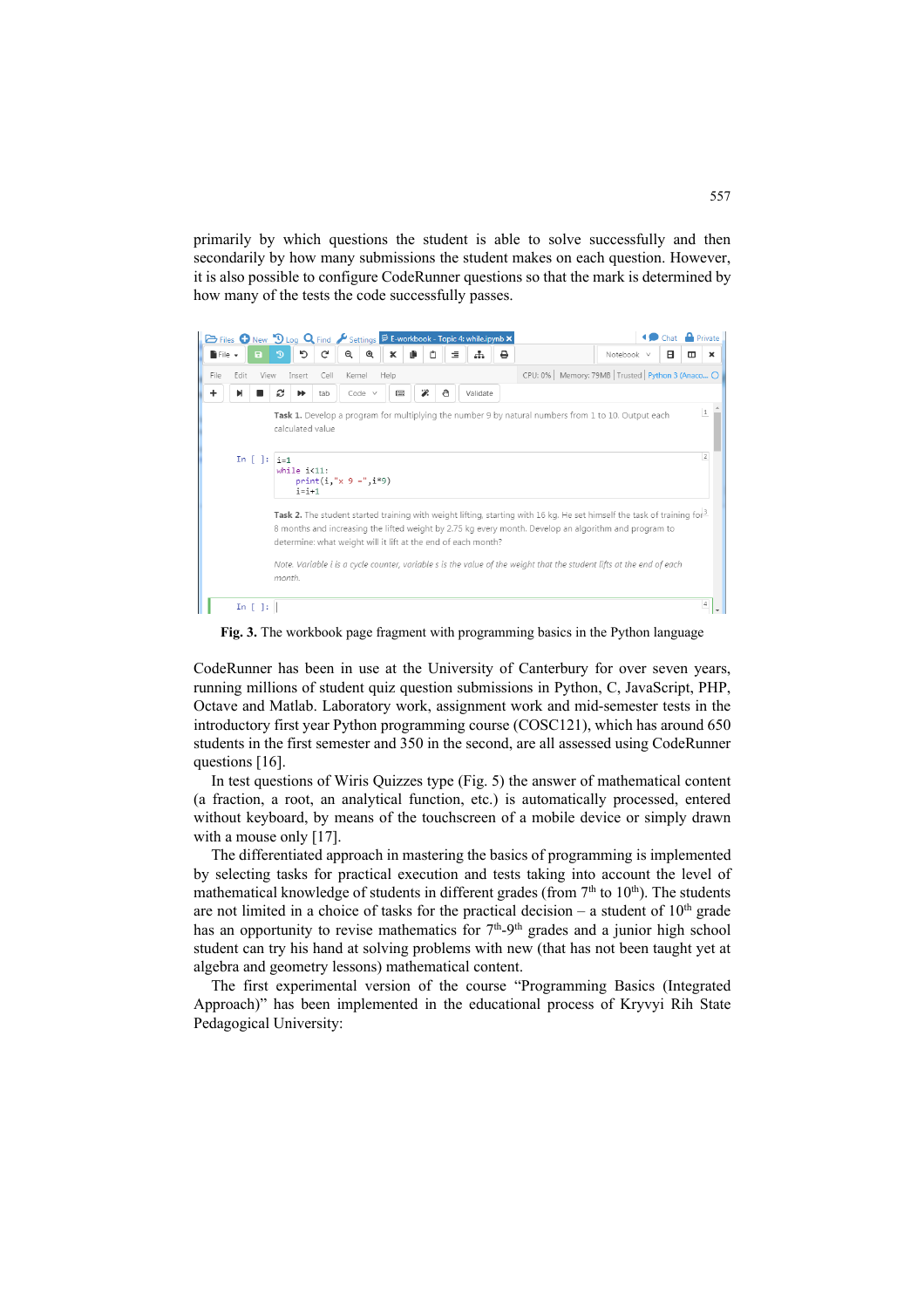primarily by which questions the student is able to solve successfully and then secondarily by how many submissions the student makes on each question. However, it is also possible to configure CodeRunner questions so that the mark is determined by how many of the tests the code successfully passes.

**Fig. 3.** The workbook page fragment with programming basics in the Python language

CodeRunner has been in use at the University of Canterbury for over seven years, running millions of student quiz question submissions in Python, C, JavaScript, PHP, Octave and Matlab. Laboratory work, assignment work and mid-semester tests in the introductory first year Python programming course (COSC121), which has around 650 students in the first semester and 350 in the second, are all assessed using CodeRunner questions [16].

In test questions of Wiris Quizzes type (Fig. 5) the answer of mathematical content (a fraction, a root, an analytical function, etc.) is automatically processed, entered without keyboard, by means of the touchscreen of a mobile device or simply drawn with a mouse only [17].

The differentiated approach in mastering the basics of programming is implemented by selecting tasks for practical execution and tests taking into account the level of mathematical knowledge of students in different grades (from 7th to 10th). The students are not limited in a choice of tasks for the practical decision – a student of 10th grade has an opportunity to revise mathematics for 7th-9th grades and a junior high school student can try his hand at solving problems with new (that has not been taught yet at algebra and geometry lessons) mathematical content.

The first experimental version of the course "Programming Basics (Integrated Approach)" has been implemented in the educational process of Kryvyi Rih State Pedagogical University: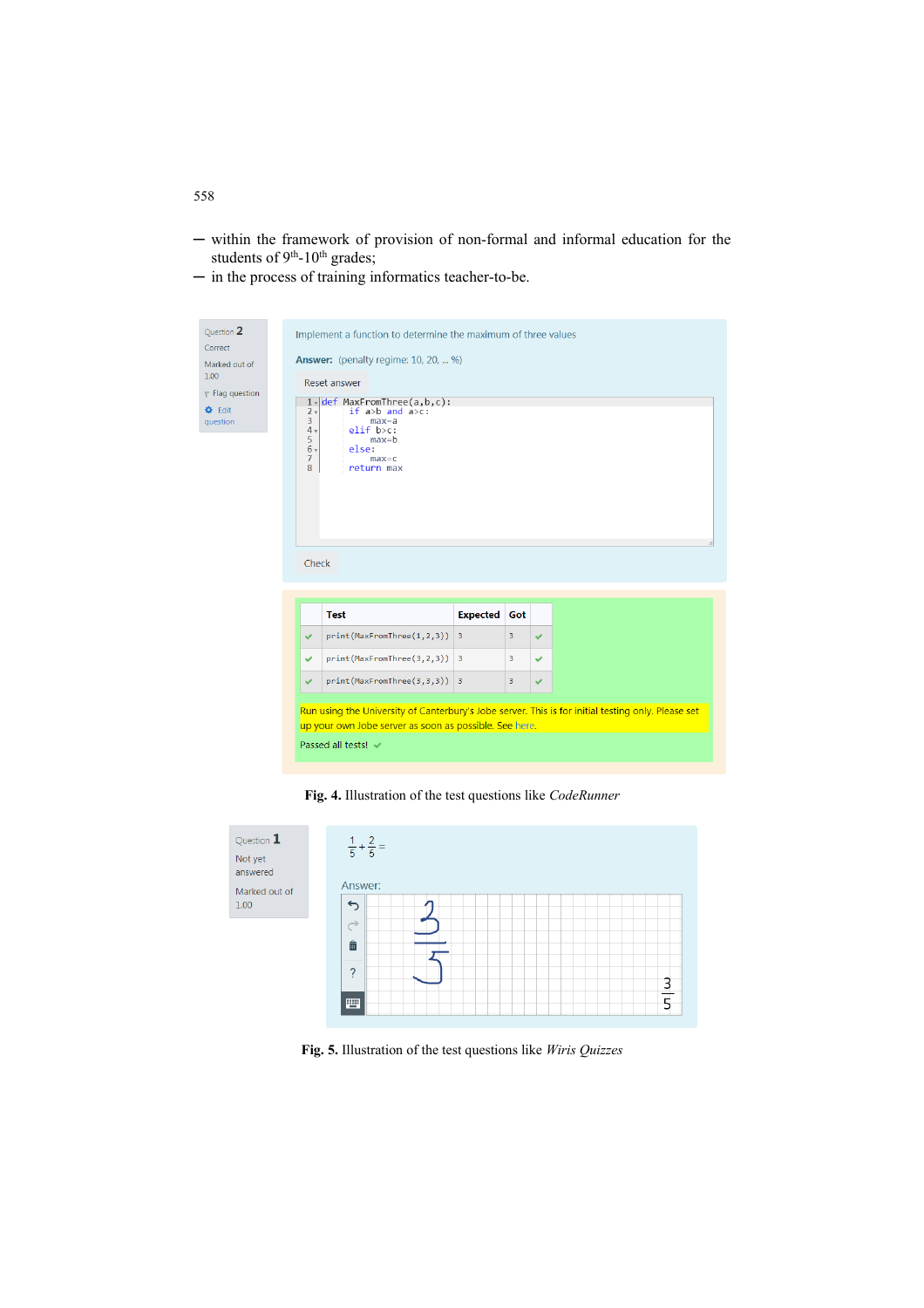— within the framework of provision of non-formal and informal education for the students of 9th-10th grades;

— in the process of training informatics teacher-to-be.

Question 2
Correct
Marked out of 1.00
Flag question
Edit question

Implement a function to determine the maximum of three values

**Answer:** (penalty regime: 10, 20, ... %)

Reset answer

```
def MaxFromThree(a,b,c):
    if a>b and a>c:
        max=a
    elif b>c:
        max=b
    else:
        max=c
    return max
```

Check

| | Test | Expected | Got | |
|---|---|---|---|---|
| ✔ | print(MaxFromThree(1,2,3)) | 3 | 3 | ✔ |
| ✔ | print(MaxFromThree(3,2,3)) | 3 | 3 | ✔ |
| ✔ | print(MaxFromThree(3,3,3)) | 3 | 3 | ✔ |

Run using the University of Canterbury's Jobe server. This is for initial testing only. Please set up your own Jobe server as soon as possible. See here.

Passed all tests! ✔

**Fig. 4.** Illustration of the test questions like *CodeRunner*

Question 1
Not yet answered
Marked out of 1.00

$\frac{1}{5}+\frac{2}{5}=$

Answer:

$\frac{3}{5}$

**Fig. 5.** Illustration of the test questions like *Wiris Quizzes*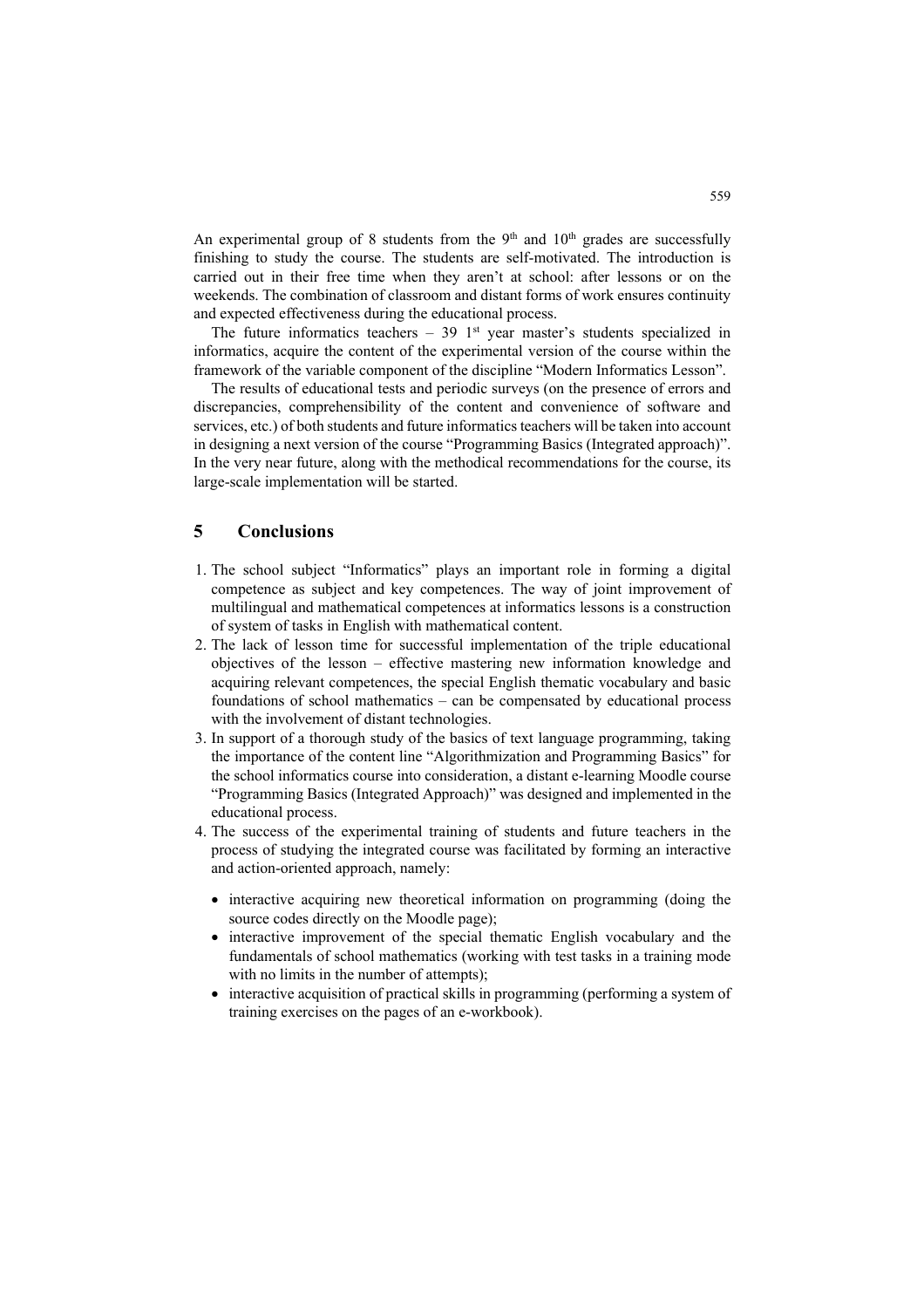An experimental group of 8 students from the 9th and 10th grades are successfully finishing to study the course. The students are self-motivated. The introduction is carried out in their free time when they aren't at school: after lessons or on the weekends. The combination of classroom and distant forms of work ensures continuity and expected effectiveness during the educational process.

The future informatics teachers – 39 1st year master's students specialized in informatics, acquire the content of the experimental version of the course within the framework of the variable component of the discipline "Modern Informatics Lesson".

The results of educational tests and periodic surveys (on the presence of errors and discrepancies, comprehensibility of the content and convenience of software and services, etc.) of both students and future informatics teachers will be taken into account in designing a next version of the course "Programming Basics (Integrated approach)". In the very near future, along with the methodical recommendations for the course, its large-scale implementation will be started.

## 5 Conclusions

1. The school subject "Informatics" plays an important role in forming a digital competence as subject and key competences. The way of joint improvement of multilingual and mathematical competences at informatics lessons is a construction of system of tasks in English with mathematical content.
2. The lack of lesson time for successful implementation of the triple educational objectives of the lesson – effective mastering new information knowledge and acquiring relevant competences, the special English thematic vocabulary and basic foundations of school mathematics – can be compensated by educational process with the involvement of distant technologies.
3. In support of a thorough study of the basics of text language programming, taking the importance of the content line "Algorithmization and Programming Basics" for the school informatics course into consideration, a distant e-learning Moodle course "Programming Basics (Integrated Approach)" was designed and implemented in the educational process.
4. The success of the experimental training of students and future teachers in the process of studying the integrated course was facilitated by forming an interactive and action-oriented approach, namely:
   - interactive acquiring new theoretical information on programming (doing the source codes directly on the Moodle page);
   - interactive improvement of the special thematic English vocabulary and the fundamentals of school mathematics (working with test tasks in a training mode with no limits in the number of attempts);
   - interactive acquisition of practical skills in programming (performing a system of training exercises on the pages of an e-workbook).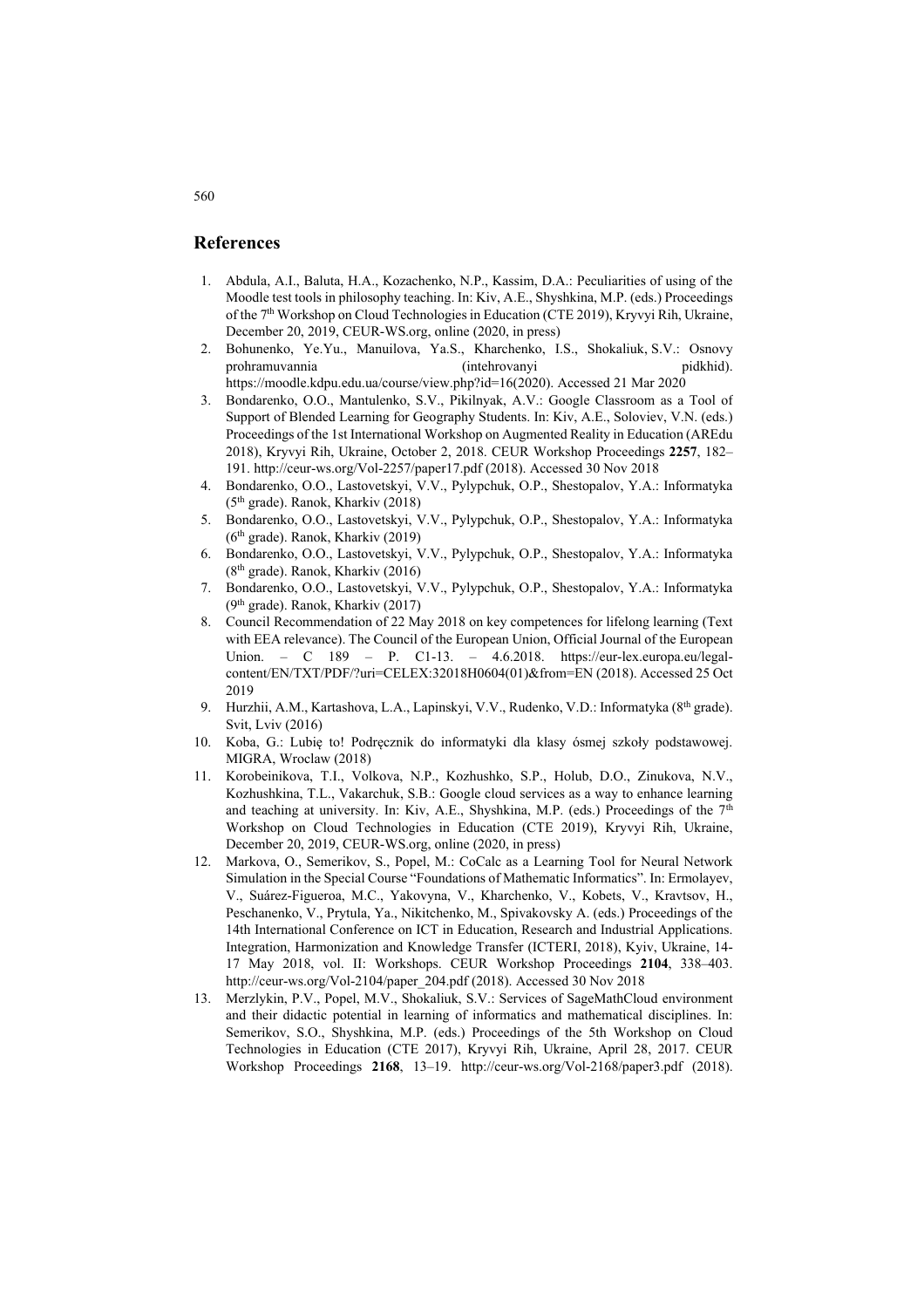## References

1. Abdula, A.I., Baluta, H.A., Kozachenko, N.P., Kassim, D.A.: Peculiarities of using of the Moodle test tools in philosophy teaching. In: Kiv, A.E., Shyshkina, M.P. (eds.) Proceedings of the 7th Workshop on Cloud Technologies in Education (CTE 2019), Kryvyi Rih, Ukraine, December 20, 2019, CEUR-WS.org, online (2020, in press)
2. Bohunenko, Ye.Yu., Manuilova, Ya.S., Kharchenko, I.S., Shokaliuk, S.V.: Osnovy prohramuvannia (intehrovanyi pidkhid). https://moodle.kdpu.edu.ua/course/view.php?id=16(2020). Accessed 21 Mar 2020
3. Bondarenko, O.O., Mantulenko, S.V., Pikilnyak, A.V.: Google Classroom as a Tool of Support of Blended Learning for Geography Students. In: Kiv, A.E., Soloviev, V.N. (eds.) Proceedings of the 1st International Workshop on Augmented Reality in Education (AREdu 2018), Kryvyi Rih, Ukraine, October 2, 2018. CEUR Workshop Proceedings **2257**, 182–191. http://ceur-ws.org/Vol-2257/paper17.pdf (2018). Accessed 30 Nov 2018
4. Bondarenko, O.O., Lastovetskyi, V.V., Pylypchuk, O.P., Shestopalov, Y.A.: Informatyka (5th grade). Ranok, Kharkiv (2018)
5. Bondarenko, O.O., Lastovetskyi, V.V., Pylypchuk, O.P., Shestopalov, Y.A.: Informatyka (6th grade). Ranok, Kharkiv (2019)
6. Bondarenko, O.O., Lastovetskyi, V.V., Pylypchuk, O.P., Shestopalov, Y.A.: Informatyka (8th grade). Ranok, Kharkiv (2016)
7. Bondarenko, O.O., Lastovetskyi, V.V., Pylypchuk, O.P., Shestopalov, Y.A.: Informatyka (9th grade). Ranok, Kharkiv (2017)
8. Council Recommendation of 22 May 2018 on key competences for lifelong learning (Text with EEA relevance). The Council of the European Union, Official Journal of the European Union. – C 189 – P. C1-13. – 4.6.2018. https://eur-lex.europa.eu/legal-content/EN/TXT/PDF/?uri=CELEX:32018H0604(01)&from=EN (2018). Accessed 25 Oct 2019
9. Hurzhii, A.M., Kartashova, L.A., Lapinskyi, V.V., Rudenko, V.D.: Informatyka (8th grade). Svit, Lviv (2016)
10. Koba, G.: Lubię to! Podręcznik do informatyki dla klasy ósmej szkoły podstawowej. MIGRA, Wroclaw (2018)
11. Korobeinikova, T.I., Volkova, N.P., Kozhushko, S.P., Holub, D.O., Zinukova, N.V., Kozhushkina, T.L., Vakarchuk, S.B.: Google cloud services as a way to enhance learning and teaching at university. In: Kiv, A.E., Shyshkina, M.P. (eds.) Proceedings of the 7th Workshop on Cloud Technologies in Education (CTE 2019), Kryvyi Rih, Ukraine, December 20, 2019, CEUR-WS.org, online (2020, in press)
12. Markova, O., Semerikov, S., Popel, M.: CoCalc as a Learning Tool for Neural Network Simulation in the Special Course "Foundations of Mathematic Informatics". In: Ermolayev, V., Suárez-Figueroa, M.C., Yakovyna, V., Kharchenko, V., Kobets, V., Kravtsov, H., Peschanenko, V., Prytula, Ya., Nikitchenko, M., Spivakovsky A. (eds.) Proceedings of the 14th International Conference on ICT in Education, Research and Industrial Applications. Integration, Harmonization and Knowledge Transfer (ICTERI, 2018), Kyiv, Ukraine, 14-17 May 2018, vol. II: Workshops. CEUR Workshop Proceedings **2104**, 338–403. http://ceur-ws.org/Vol-2104/paper_204.pdf (2018). Accessed 30 Nov 2018
13. Merzlykin, P.V., Popel, M.V., Shokaliuk, S.V.: Services of SageMathCloud environment and their didactic potential in learning of informatics and mathematical disciplines. In: Semerikov, S.O., Shyshkina, M.P. (eds.) Proceedings of the 5th Workshop on Cloud Technologies in Education (CTE 2017), Kryvyi Rih, Ukraine, April 28, 2017. CEUR Workshop Proceedings **2168**, 13–19. http://ceur-ws.org/Vol-2168/paper3.pdf (2018).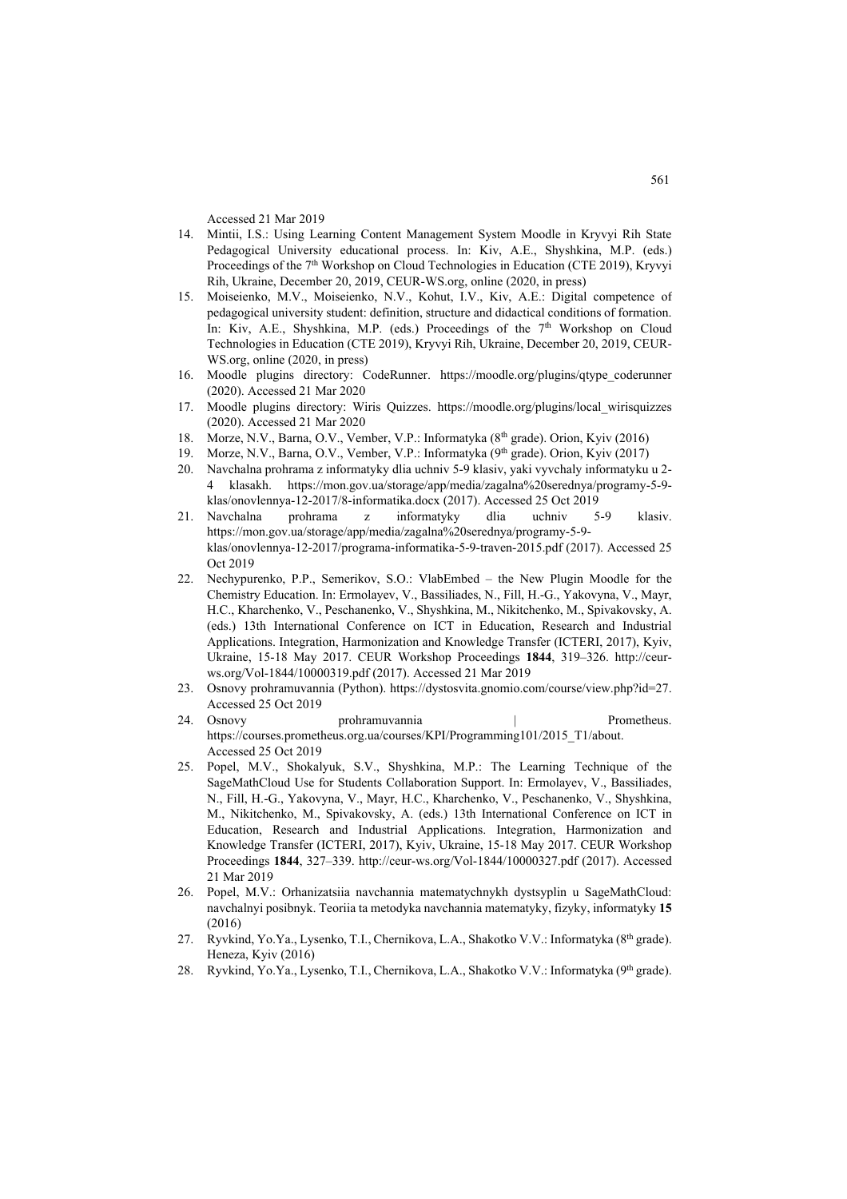Accessed 21 Mar 2019

14. Mintii, I.S.: Using Learning Content Management System Moodle in Kryvyi Rih State Pedagogical University educational process. In: Kiv, A.E., Shyshkina, M.P. (eds.) Proceedings of the 7th Workshop on Cloud Technologies in Education (CTE 2019), Kryvyi Rih, Ukraine, December 20, 2019, CEUR-WS.org, online (2020, in press)
15. Moiseienko, M.V., Moiseienko, N.V., Kohut, I.V., Kiv, A.E.: Digital competence of pedagogical university student: definition, structure and didactical conditions of formation. In: Kiv, A.E., Shyshkina, M.P. (eds.) Proceedings of the 7th Workshop on Cloud Technologies in Education (CTE 2019), Kryvyi Rih, Ukraine, December 20, 2019, CEUR-WS.org, online (2020, in press)
16. Moodle plugins directory: CodeRunner. https://moodle.org/plugins/qtype_coderunner (2020). Accessed 21 Mar 2020
17. Moodle plugins directory: Wiris Quizzes. https://moodle.org/plugins/local_wirisquizzes (2020). Accessed 21 Mar 2020
18. Morze, N.V., Barna, O.V., Vember, V.P.: Informatyka (8th grade). Orion, Kyiv (2016)
19. Morze, N.V., Barna, O.V., Vember, V.P.: Informatyka (9th grade). Orion, Kyiv (2017)
20. Navchalna prohrama z informatyky dlia uchniv 5-9 klasiv, yaki vyvchaly informatyku u 2-4 klasakh. https://mon.gov.ua/storage/app/media/zagalna%20serednya/programy-5-9-klas/onovlennya-12-2017/8-informatika.docx (2017). Accessed 25 Oct 2019
21. Navchalna prohrama z informatyky dlia uchniv 5-9 klasiv. https://mon.gov.ua/storage/app/media/zagalna%20serednya/programy-5-9-klas/onovlennya-12-2017/programa-informatika-5-9-traven-2015.pdf (2017). Accessed 25 Oct 2019
22. Nechypurenko, P.P., Semerikov, S.O.: VlabEmbed – the New Plugin Moodle for the Chemistry Education. In: Ermolayev, V., Bassiliades, N., Fill, H.-G., Yakovyna, V., Mayr, H.C., Kharchenko, V., Peschanenko, V., Shyshkina, M., Nikitchenko, M., Spivakovsky, A. (eds.) 13th International Conference on ICT in Education, Research and Industrial Applications. Integration, Harmonization and Knowledge Transfer (ICTERI, 2017), Kyiv, Ukraine, 15-18 May 2017. CEUR Workshop Proceedings **1844**, 319–326. http://ceur-ws.org/Vol-1844/10000319.pdf (2017). Accessed 21 Mar 2019
23. Osnovy prohramuvannia (Python). https://dystosvita.gnomio.com/course/view.php?id=27. Accessed 25 Oct 2019
24. Osnovy prohramuvannia | Prometheus. https://courses.prometheus.org.ua/courses/KPI/Programming101/2015_T1/about. Accessed 25 Oct 2019
25. Popel, M.V., Shokalyuk, S.V., Shyshkina, M.P.: The Learning Technique of the SageMathCloud Use for Students Collaboration Support. In: Ermolayev, V., Bassiliades, N., Fill, H.-G., Yakovyna, V., Mayr, H.C., Kharchenko, V., Peschanenko, V., Shyshkina, M., Nikitchenko, M., Spivakovsky, A. (eds.) 13th International Conference on ICT in Education, Research and Industrial Applications. Integration, Harmonization and Knowledge Transfer (ICTERI, 2017), Kyiv, Ukraine, 15-18 May 2017. CEUR Workshop Proceedings **1844**, 327–339. http://ceur-ws.org/Vol-1844/10000327.pdf (2017). Accessed 21 Mar 2019
26. Popel, M.V.: Orhanizatsiia navchannia matematychnykh dystsyplin u SageMathCloud: navchalnyi posibnyk. Teoriia ta metodyka navchannia matematyky, fizyky, informatyky **15** (2016)
27. Ryvkind, Yo.Ya., Lysenko, T.I., Chernikova, L.A., Shakotko V.V.: Informatyka (8th grade). Heneza, Kyiv (2016)
28. Ryvkind, Yo.Ya., Lysenko, T.I., Chernikova, L.A., Shakotko V.V.: Informatyka (9th grade).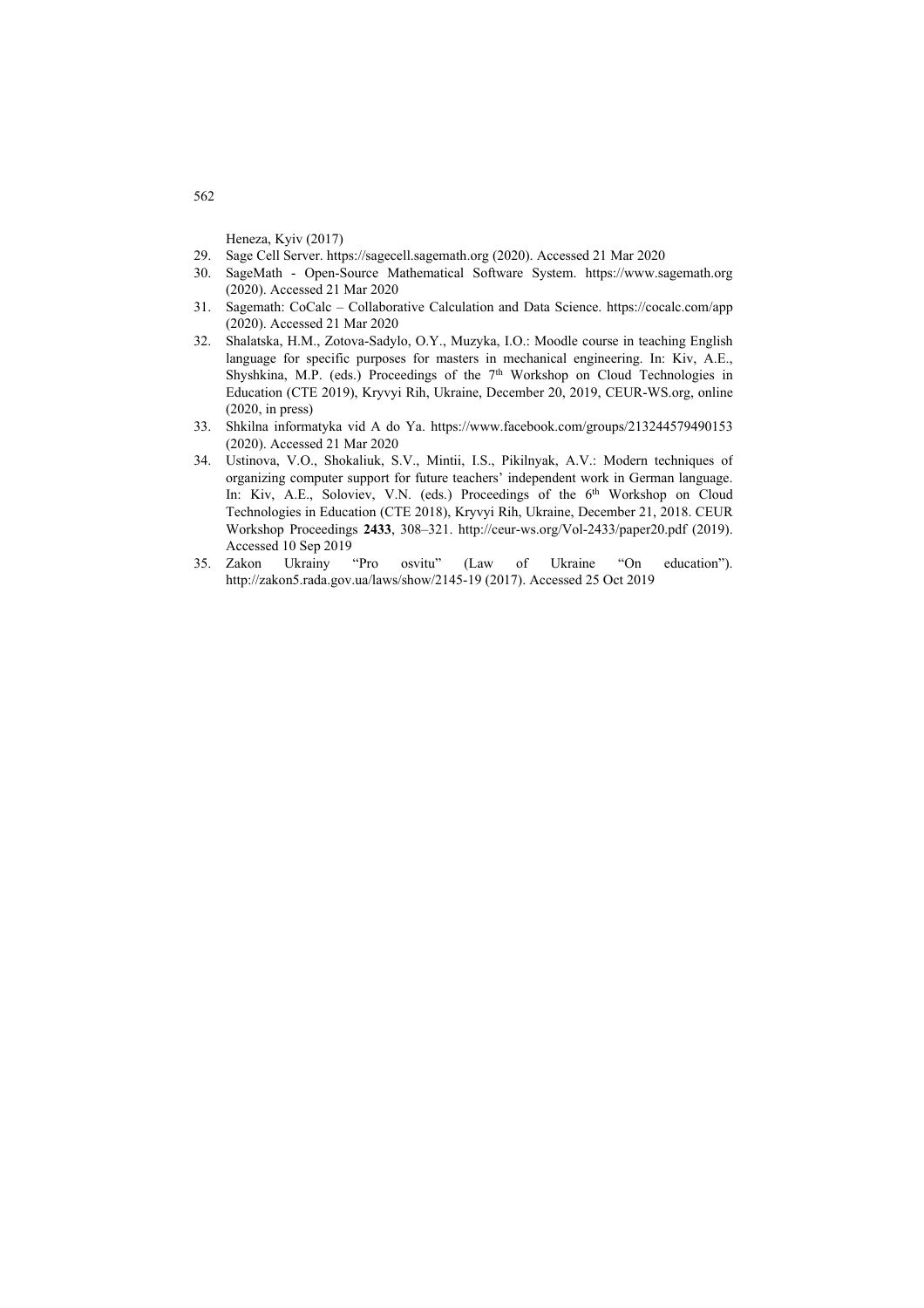Heneza, Kyiv (2017)

29. Sage Cell Server. https://sagecell.sagemath.org (2020). Accessed 21 Mar 2020
30. SageMath - Open-Source Mathematical Software System. https://www.sagemath.org (2020). Accessed 21 Mar 2020
31. Sagemath: CoCalc – Collaborative Calculation and Data Science. https://cocalc.com/app (2020). Accessed 21 Mar 2020
32. Shalatska, H.M., Zotova-Sadylo, O.Y., Muzyka, I.O.: Moodle course in teaching English language for specific purposes for masters in mechanical engineering. In: Kiv, A.E., Shyshkina, M.P. (eds.) Proceedings of the 7th Workshop on Cloud Technologies in Education (CTE 2019), Kryvyi Rih, Ukraine, December 20, 2019, CEUR-WS.org, online (2020, in press)
33. Shkilna informatyka vid A do Ya. https://www.facebook.com/groups/213244579490153 (2020). Accessed 21 Mar 2020
34. Ustinova, V.O., Shokaliuk, S.V., Mintii, I.S., Pikilnyak, A.V.: Modern techniques of organizing computer support for future teachers' independent work in German language. In: Kiv, A.E., Soloviev, V.N. (eds.) Proceedings of the 6th Workshop on Cloud Technologies in Education (CTE 2018), Kryvyi Rih, Ukraine, December 21, 2018. CEUR Workshop Proceedings **2433**, 308–321. http://ceur-ws.org/Vol-2433/paper20.pdf (2019). Accessed 10 Sep 2019
35. Zakon Ukrainy "Pro osvitu" (Law of Ukraine "On education"). http://zakon5.rada.gov.ua/laws/show/2145-19 (2017). Accessed 25 Oct 2019